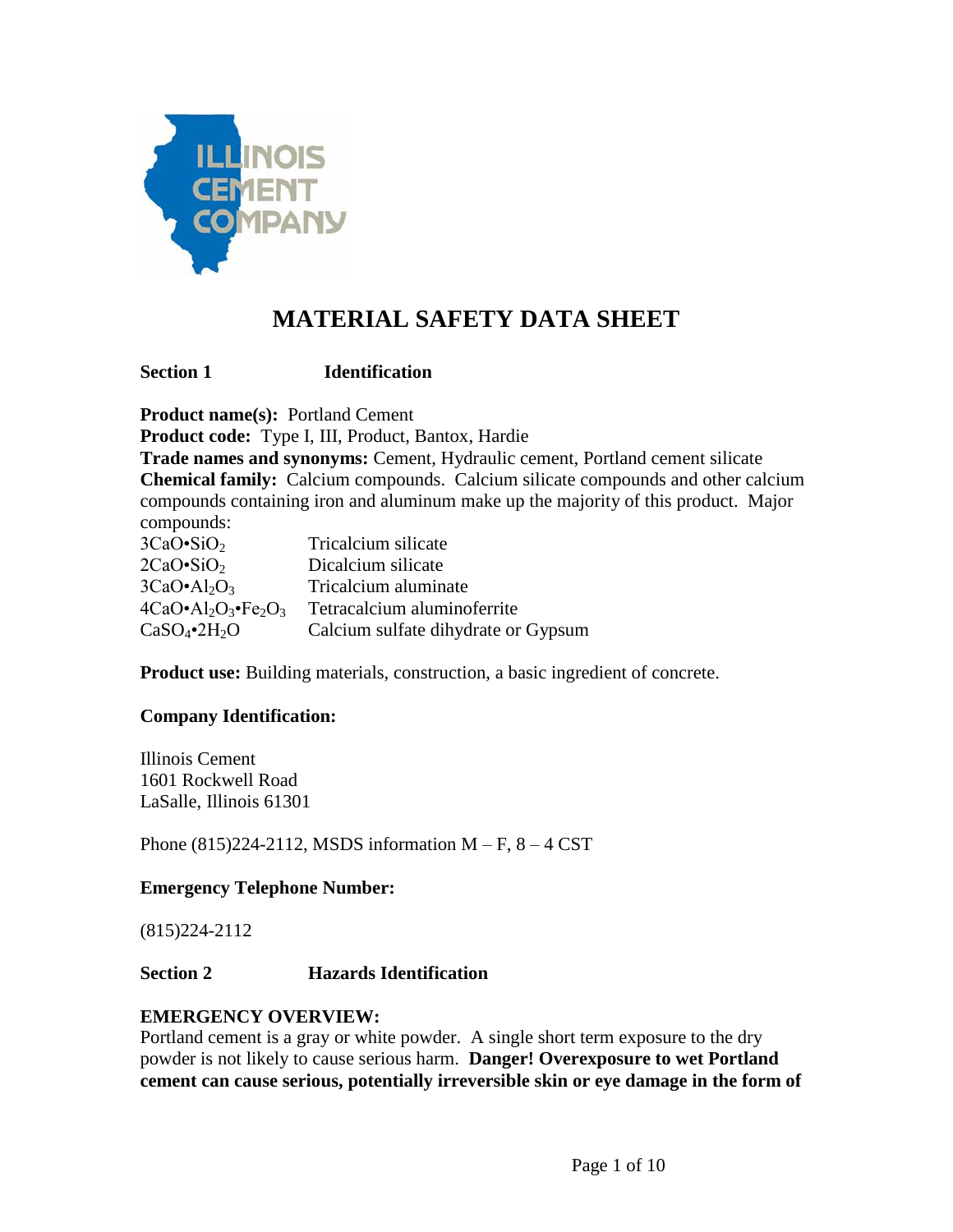# MATERIAL SAFETY DATA SHEET

**Section 1 Identification**

**Product name(s):** Portland Cement
**Product code:** Type I, III, Product, Bantox, Hardie
**Trade names and synonyms:** Cement, Hydraulic cement, Portland cement silicate
**Chemical family:** Calcium compounds. Calcium silicate compounds and other calcium compounds containing iron and aluminum make up the majority of this product. Major compounds:

| | |
|---|---|
| $3CaO \cdot SiO_2$ | Tricalcium silicate |
| $2CaO \cdot SiO_2$ | Dicalcium silicate |
| $3CaO \cdot Al_2O_3$ | Tricalcium aluminate |
| $4CaO \cdot Al_2O_3 \cdot Fe_2O_3$ | Tetracalcium aluminoferrite |
| $CaSO_4 \cdot 2H_2O$ | Calcium sulfate dihydrate or Gypsum |

**Product use:** Building materials, construction, a basic ingredient of concrete.

**Company Identification:**

Illinois Cement
1601 Rockwell Road
LaSalle, Illinois 61301

Phone (815)224-2112, MSDS information M – F, 8 – 4 CST

**Emergency Telephone Number:**

(815)224-2112

**Section 2 Hazards Identification**

**EMERGENCY OVERVIEW:**
Portland cement is a gray or white powder. A single short term exposure to the dry powder is not likely to cause serious harm. **Danger! Overexposure to wet Portland cement can cause serious, potentially irreversible skin or eye damage in the form of**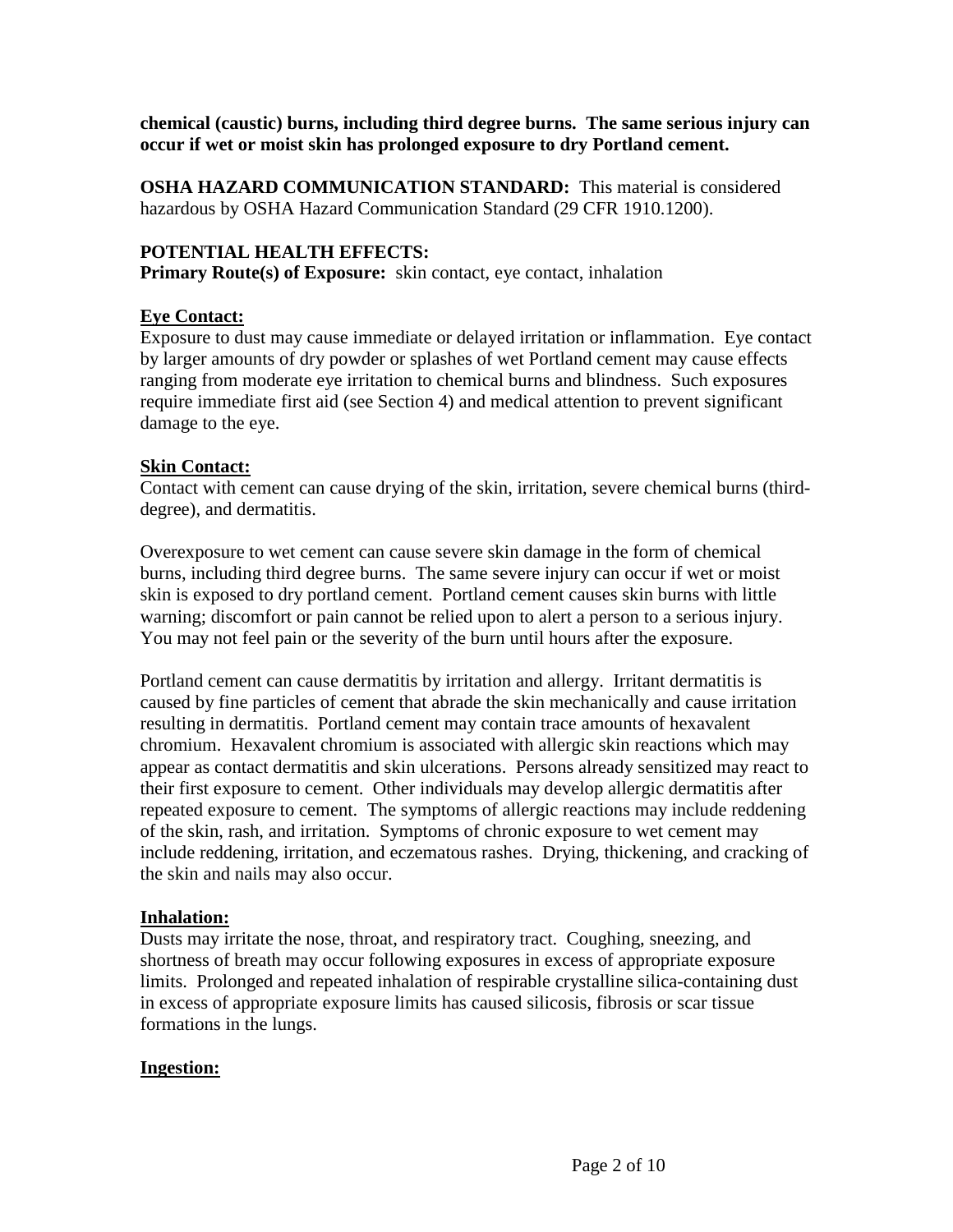**chemical (caustic) burns, including third degree burns. The same serious injury can occur if wet or moist skin has prolonged exposure to dry Portland cement.**

**OSHA HAZARD COMMUNICATION STANDARD:** This material is considered hazardous by OSHA Hazard Communication Standard (29 CFR 1910.1200).

**POTENTIAL HEALTH EFFECTS:**
**Primary Route(s) of Exposure:** skin contact, eye contact, inhalation

**Eye Contact:**
Exposure to dust may cause immediate or delayed irritation or inflammation. Eye contact by larger amounts of dry powder or splashes of wet Portland cement may cause effects ranging from moderate eye irritation to chemical burns and blindness. Such exposures require immediate first aid (see Section 4) and medical attention to prevent significant damage to the eye.

**Skin Contact:**
Contact with cement can cause drying of the skin, irritation, severe chemical burns (third-degree), and dermatitis.

Overexposure to wet cement can cause severe skin damage in the form of chemical burns, including third degree burns. The same severe injury can occur if wet or moist skin is exposed to dry portland cement. Portland cement causes skin burns with little warning; discomfort or pain cannot be relied upon to alert a person to a serious injury. You may not feel pain or the severity of the burn until hours after the exposure.

Portland cement can cause dermatitis by irritation and allergy. Irritant dermatitis is caused by fine particles of cement that abrade the skin mechanically and cause irritation resulting in dermatitis. Portland cement may contain trace amounts of hexavalent chromium. Hexavalent chromium is associated with allergic skin reactions which may appear as contact dermatitis and skin ulcerations. Persons already sensitized may react to their first exposure to cement. Other individuals may develop allergic dermatitis after repeated exposure to cement. The symptoms of allergic reactions may include reddening of the skin, rash, and irritation. Symptoms of chronic exposure to wet cement may include reddening, irritation, and eczematous rashes. Drying, thickening, and cracking of the skin and nails may also occur.

**Inhalation:**
Dusts may irritate the nose, throat, and respiratory tract. Coughing, sneezing, and shortness of breath may occur following exposures in excess of appropriate exposure limits. Prolonged and repeated inhalation of respirable crystalline silica-containing dust in excess of appropriate exposure limits has caused silicosis, fibrosis or scar tissue formations in the lungs.

**Ingestion:**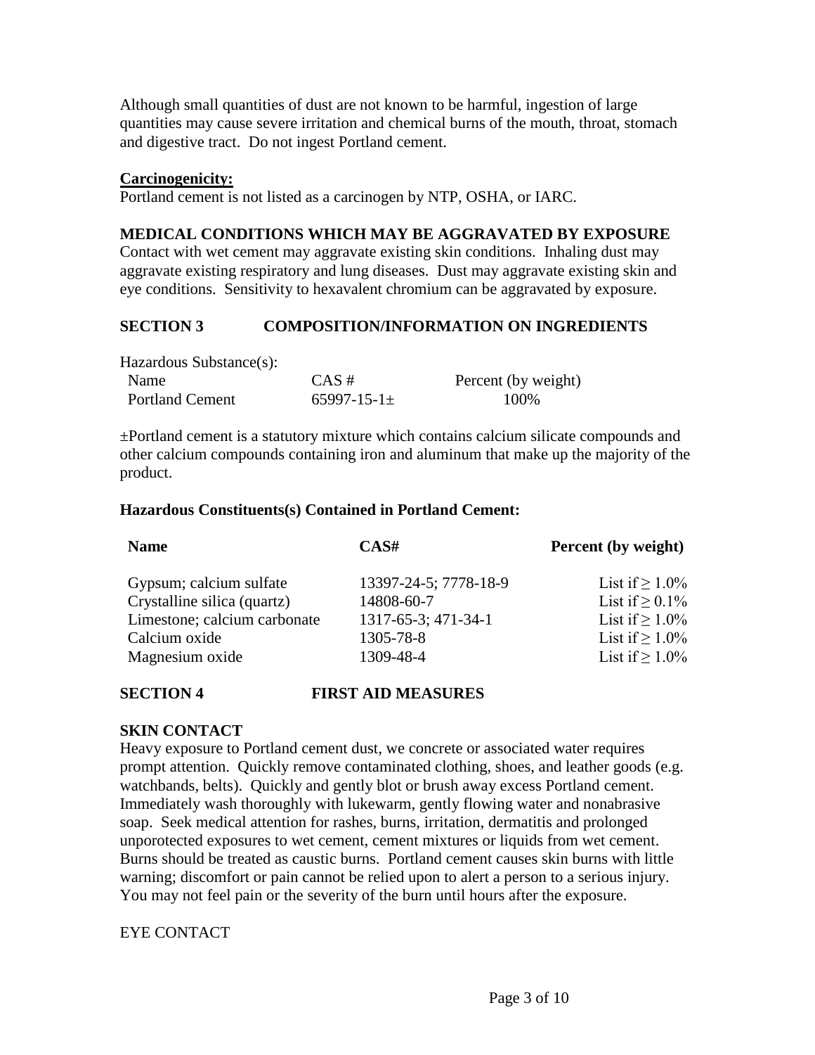Although small quantities of dust are not known to be harmful, ingestion of large quantities may cause severe irritation and chemical burns of the mouth, throat, stomach and digestive tract. Do not ingest Portland cement.

**Carcinogenicity:**

Portland cement is not listed as a carcinogen by NTP, OSHA, or IARC.

**MEDICAL CONDITIONS WHICH MAY BE AGGRAVATED BY EXPOSURE**

Contact with wet cement may aggravate existing skin conditions. Inhaling dust may aggravate existing respiratory and lung diseases. Dust may aggravate existing skin and eye conditions. Sensitivity to hexavalent chromium can be aggravated by exposure.

## SECTION 3 COMPOSITION/INFORMATION ON INGREDIENTS

Hazardous Substance(s):

| Name | CAS # | Percent (by weight) |
|---|---|---|
| Portland Cement | 65997-15-1± | 100% |

±Portland cement is a statutory mixture which contains calcium silicate compounds and other calcium compounds containing iron and aluminum that make up the majority of the product.

**Hazardous Constituents(s) Contained in Portland Cement:**

| Name | CAS# | Percent (by weight) |
|---|---|---|
| Gypsum; calcium sulfate | 13397-24-5; 7778-18-9 | List if ≥ 1.0% |
| Crystalline silica (quartz) | 14808-60-7 | List if ≥ 0.1% |
| Limestone; calcium carbonate | 1317-65-3; 471-34-1 | List if ≥ 1.0% |
| Calcium oxide | 1305-78-8 | List if ≥ 1.0% |
| Magnesium oxide | 1309-48-4 | List if ≥ 1.0% |

## SECTION 4 FIRST AID MEASURES

**SKIN CONTACT**

Heavy exposure to Portland cement dust, we concrete or associated water requires prompt attention. Quickly remove contaminated clothing, shoes, and leather goods (e.g. watchbands, belts). Quickly and gently blot or brush away excess Portland cement. Immediately wash thoroughly with lukewarm, gently flowing water and nonabrasive soap. Seek medical attention for rashes, burns, irritation, dermatitis and prolonged unporotected exposures to wet cement, cement mixtures or liquids from wet cement. Burns should be treated as caustic burns. Portland cement causes skin burns with little warning; discomfort or pain cannot be relied upon to alert a person to a serious injury. You may not feel pain or the severity of the burn until hours after the exposure.

EYE CONTACT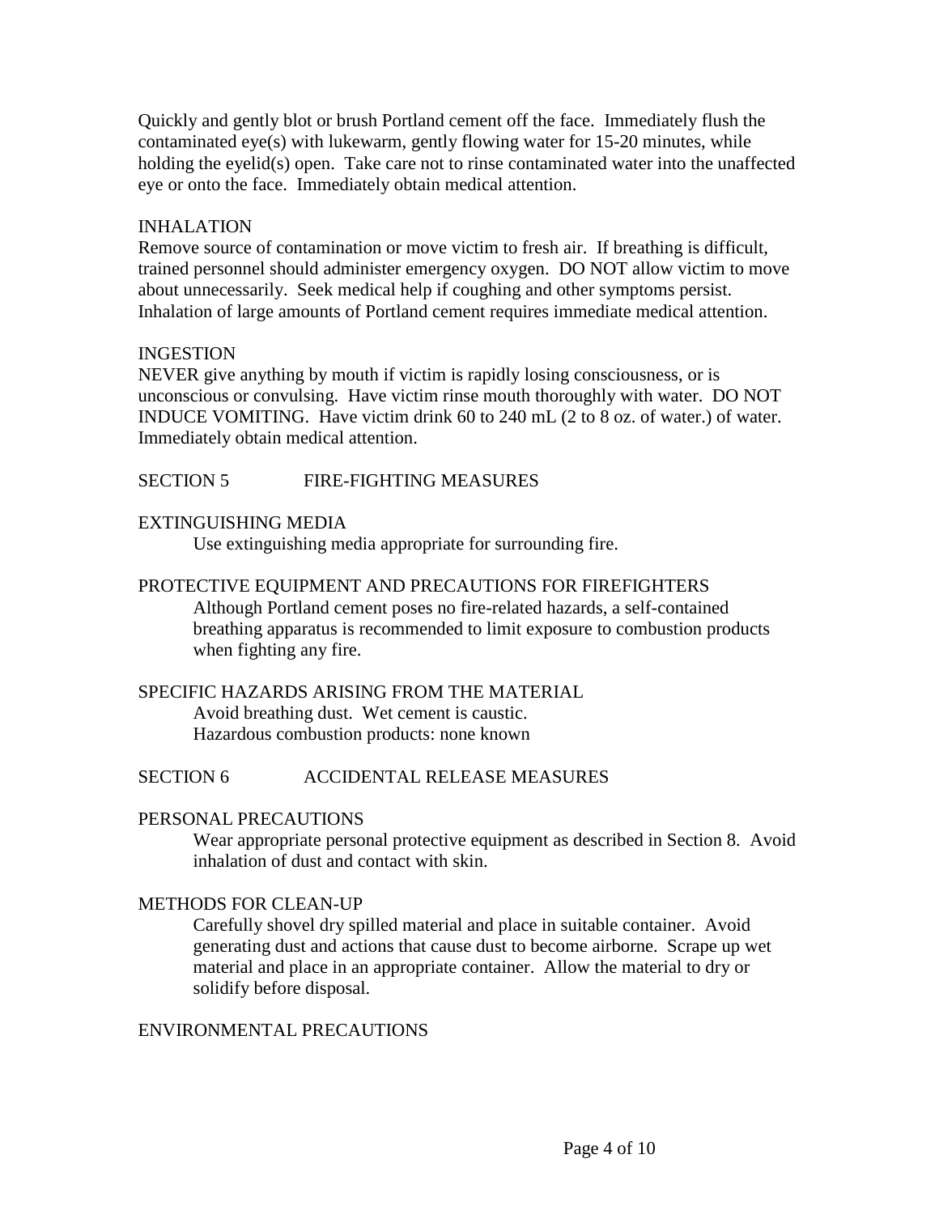Quickly and gently blot or brush Portland cement off the face. Immediately flush the contaminated eye(s) with lukewarm, gently flowing water for 15-20 minutes, while holding the eyelid(s) open. Take care not to rinse contaminated water into the unaffected eye or onto the face. Immediately obtain medical attention.

INHALATION
Remove source of contamination or move victim to fresh air. If breathing is difficult, trained personnel should administer emergency oxygen. DO NOT allow victim to move about unnecessarily. Seek medical help if coughing and other symptoms persist. Inhalation of large amounts of Portland cement requires immediate medical attention.

INGESTION
NEVER give anything by mouth if victim is rapidly losing consciousness, or is unconscious or convulsing. Have victim rinse mouth thoroughly with water. DO NOT INDUCE VOMITING. Have victim drink 60 to 240 mL (2 to 8 oz. of water.) of water. Immediately obtain medical attention.

## SECTION 5 FIRE-FIGHTING MEASURES

EXTINGUISHING MEDIA

Use extinguishing media appropriate for surrounding fire.

PROTECTIVE EQUIPMENT AND PRECAUTIONS FOR FIREFIGHTERS

Although Portland cement poses no fire-related hazards, a self-contained breathing apparatus is recommended to limit exposure to combustion products when fighting any fire.

SPECIFIC HAZARDS ARISING FROM THE MATERIAL

Avoid breathing dust. Wet cement is caustic.
Hazardous combustion products: none known

## SECTION 6 ACCIDENTAL RELEASE MEASURES

PERSONAL PRECAUTIONS

Wear appropriate personal protective equipment as described in Section 8. Avoid inhalation of dust and contact with skin.

METHODS FOR CLEAN-UP

Carefully shovel dry spilled material and place in suitable container. Avoid generating dust and actions that cause dust to become airborne. Scrape up wet material and place in an appropriate container. Allow the material to dry or solidify before disposal.

ENVIRONMENTAL PRECAUTIONS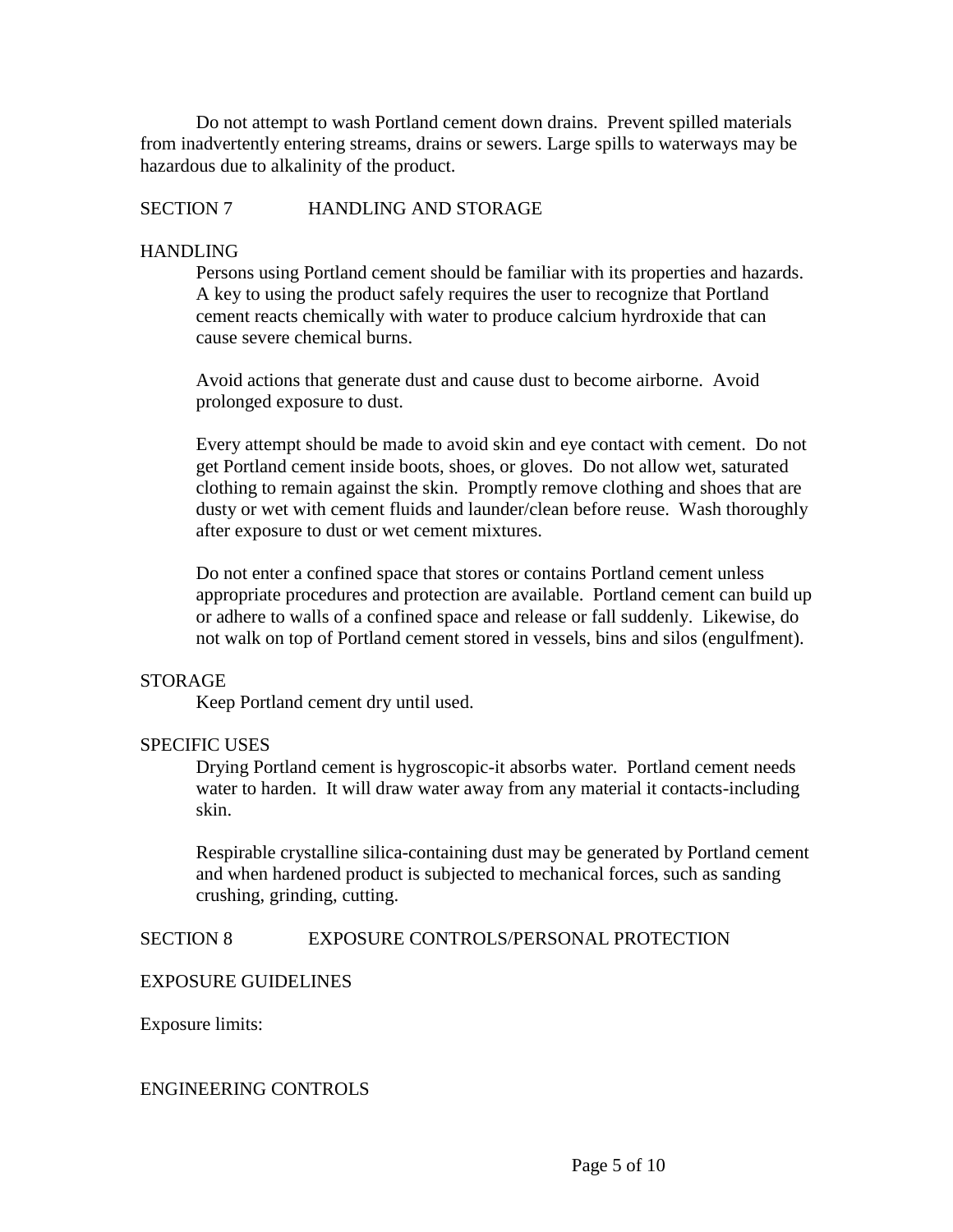Do not attempt to wash Portland cement down drains. Prevent spilled materials from inadvertently entering streams, drains or sewers. Large spills to waterways may be hazardous due to alkalinity of the product.

## SECTION 7 HANDLING AND STORAGE

### HANDLING

Persons using Portland cement should be familiar with its properties and hazards. A key to using the product safely requires the user to recognize that Portland cement reacts chemically with water to produce calcium hyrdroxide that can cause severe chemical burns.

Avoid actions that generate dust and cause dust to become airborne. Avoid prolonged exposure to dust.

Every attempt should be made to avoid skin and eye contact with cement. Do not get Portland cement inside boots, shoes, or gloves. Do not allow wet, saturated clothing to remain against the skin. Promptly remove clothing and shoes that are dusty or wet with cement fluids and launder/clean before reuse. Wash thoroughly after exposure to dust or wet cement mixtures.

Do not enter a confined space that stores or contains Portland cement unless appropriate procedures and protection are available. Portland cement can build up or adhere to walls of a confined space and release or fall suddenly. Likewise, do not walk on top of Portland cement stored in vessels, bins and silos (engulfment).

### STORAGE

Keep Portland cement dry until used.

### SPECIFIC USES

Drying Portland cement is hygroscopic-it absorbs water. Portland cement needs water to harden. It will draw water away from any material it contacts-including skin.

Respirable crystalline silica-containing dust may be generated by Portland cement and when hardened product is subjected to mechanical forces, such as sanding crushing, grinding, cutting.

## SECTION 8 EXPOSURE CONTROLS/PERSONAL PROTECTION

### EXPOSURE GUIDELINES

Exposure limits:

### ENGINEERING CONTROLS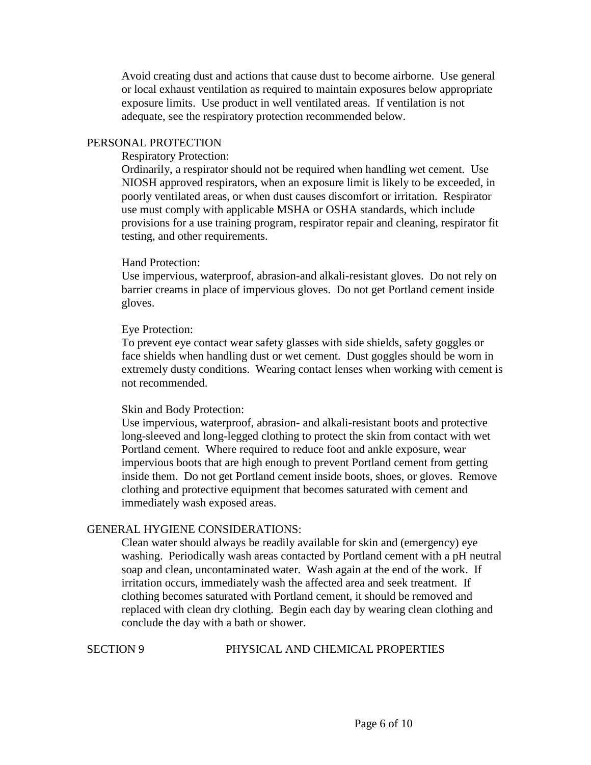Avoid creating dust and actions that cause dust to become airborne. Use general or local exhaust ventilation as required to maintain exposures below appropriate exposure limits. Use product in well ventilated areas. If ventilation is not adequate, see the respiratory protection recommended below.

## PERSONAL PROTECTION

Respiratory Protection:

Ordinarily, a respirator should not be required when handling wet cement. Use NIOSH approved respirators, when an exposure limit is likely to be exceeded, in poorly ventilated areas, or when dust causes discomfort or irritation. Respirator use must comply with applicable MSHA or OSHA standards, which include provisions for a use training program, respirator repair and cleaning, respirator fit testing, and other requirements.

Hand Protection:

Use impervious, waterproof, abrasion-and alkali-resistant gloves. Do not rely on barrier creams in place of impervious gloves. Do not get Portland cement inside gloves.

Eye Protection:

To prevent eye contact wear safety glasses with side shields, safety goggles or face shields when handling dust or wet cement. Dust goggles should be worn in extremely dusty conditions. Wearing contact lenses when working with cement is not recommended.

Skin and Body Protection:

Use impervious, waterproof, abrasion- and alkali-resistant boots and protective long-sleeved and long-legged clothing to protect the skin from contact with wet Portland cement. Where required to reduce foot and ankle exposure, wear impervious boots that are high enough to prevent Portland cement from getting inside them. Do not get Portland cement inside boots, shoes, or gloves. Remove clothing and protective equipment that becomes saturated with cement and immediately wash exposed areas.

## GENERAL HYGIENE CONSIDERATIONS:

Clean water should always be readily available for skin and (emergency) eye washing. Periodically wash areas contacted by Portland cement with a pH neutral soap and clean, uncontaminated water. Wash again at the end of the work. If irritation occurs, immediately wash the affected area and seek treatment. If clothing becomes saturated with Portland cement, it should be removed and replaced with clean dry clothing. Begin each day by wearing clean clothing and conclude the day with a bath or shower.

## SECTION 9 PHYSICAL AND CHEMICAL PROPERTIES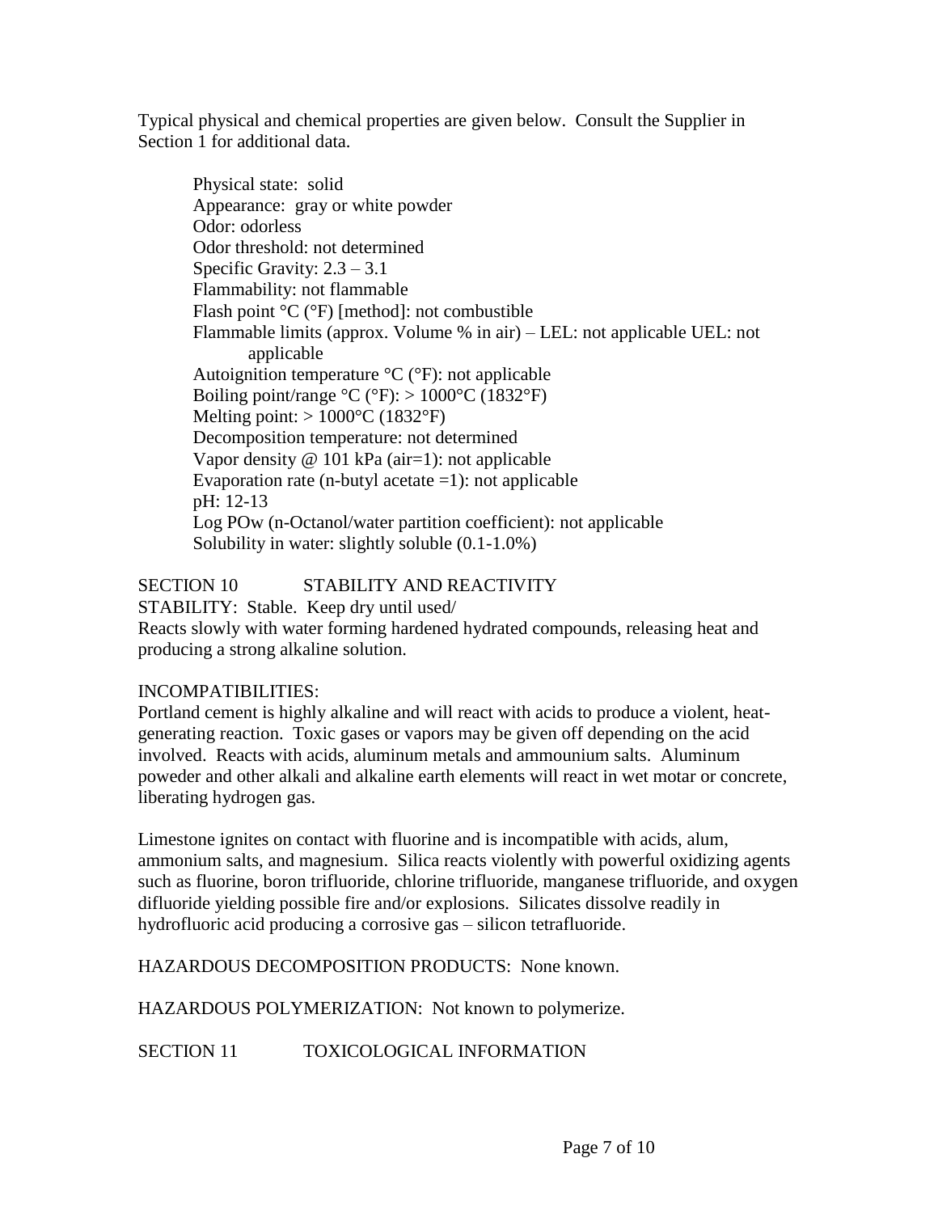Typical physical and chemical properties are given below. Consult the Supplier in Section 1 for additional data.

Physical state: solid
Appearance: gray or white powder
Odor: odorless
Odor threshold: not determined
Specific Gravity: 2.3 – 3.1
Flammability: not flammable
Flash point °C (°F) [method]: not combustible
Flammable limits (approx. Volume % in air) – LEL: not applicable UEL: not applicable
Autoignition temperature °C (°F): not applicable
Boiling point/range °C (°F): > 1000°C (1832°F)
Melting point: > 1000°C (1832°F)
Decomposition temperature: not determined
Vapor density @ 101 kPa (air=1): not applicable
Evaporation rate (n-butyl acetate =1): not applicable
pH: 12-13
Log POw (n-Octanol/water partition coefficient): not applicable
Solubility in water: slightly soluble (0.1-1.0%)

## SECTION 10 STABILITY AND REACTIVITY

STABILITY: Stable. Keep dry until used/
Reacts slowly with water forming hardened hydrated compounds, releasing heat and producing a strong alkaline solution.

INCOMPATIBILITIES:
Portland cement is highly alkaline and will react with acids to produce a violent, heat-generating reaction. Toxic gases or vapors may be given off depending on the acid involved. Reacts with acids, aluminum metals and ammounium salts. Aluminum poweder and other alkali and alkaline earth elements will react in wet motar or concrete, liberating hydrogen gas.

Limestone ignites on contact with fluorine and is incompatible with acids, alum, ammonium salts, and magnesium. Silica reacts violently with powerful oxidizing agents such as fluorine, boron trifluoride, chlorine trifluoride, manganese trifluoride, and oxygen difluoride yielding possible fire and/or explosions. Silicates dissolve readily in hydrofluoric acid producing a corrosive gas – silicon tetrafluoride.

HAZARDOUS DECOMPOSITION PRODUCTS: None known.

HAZARDOUS POLYMERIZATION: Not known to polymerize.

## SECTION 11 TOXICOLOGICAL INFORMATION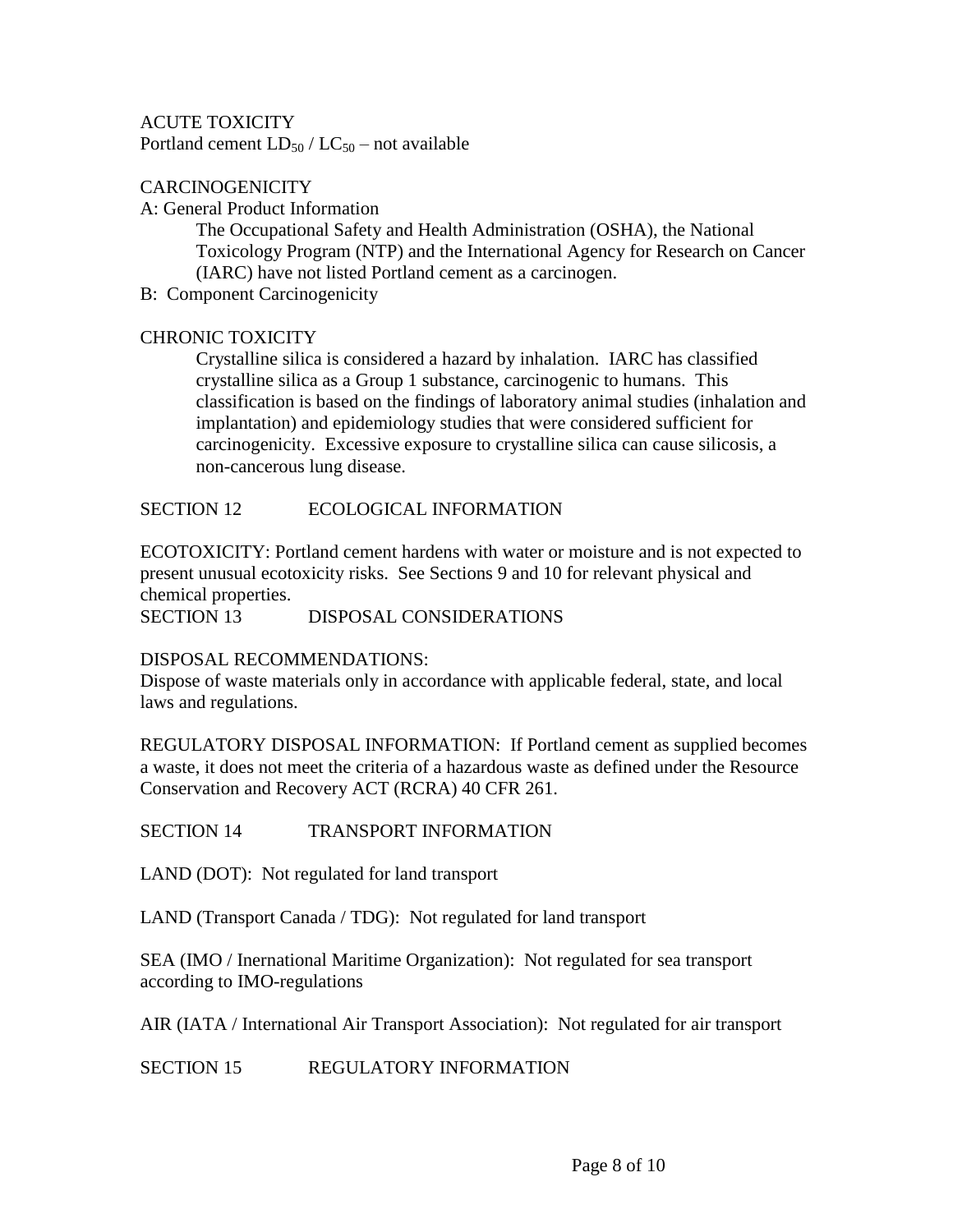ACUTE TOXICITY

Portland cement $LD_{50}$ / $LC_{50}$ – not available

CARCINOGENICITY

A: General Product Information

> The Occupational Safety and Health Administration (OSHA), the National Toxicology Program (NTP) and the International Agency for Research on Cancer (IARC) have not listed Portland cement as a carcinogen.

B: Component Carcinogenicity

CHRONIC TOXICITY

> Crystalline silica is considered a hazard by inhalation. IARC has classified crystalline silica as a Group 1 substance, carcinogenic to humans. This classification is based on the findings of laboratory animal studies (inhalation and implantation) and epidemiology studies that were considered sufficient for carcinogenicity. Excessive exposure to crystalline silica can cause silicosis, a non-cancerous lung disease.

## SECTION 12 ECOLOGICAL INFORMATION

ECOTOXICITY: Portland cement hardens with water or moisture and is not expected to present unusual ecotoxicity risks. See Sections 9 and 10 for relevant physical and chemical properties.

## SECTION 13 DISPOSAL CONSIDERATIONS

DISPOSAL RECOMMENDATIONS:

Dispose of waste materials only in accordance with applicable federal, state, and local laws and regulations.

REGULATORY DISPOSAL INFORMATION: If Portland cement as supplied becomes a waste, it does not meet the criteria of a hazardous waste as defined under the Resource Conservation and Recovery ACT (RCRA) 40 CFR 261.

## SECTION 14 TRANSPORT INFORMATION

LAND (DOT): Not regulated for land transport

LAND (Transport Canada / TDG): Not regulated for land transport

SEA (IMO / Inernational Maritime Organization): Not regulated for sea transport according to IMO-regulations

AIR (IATA / International Air Transport Association): Not regulated for air transport

## SECTION 15 REGULATORY INFORMATION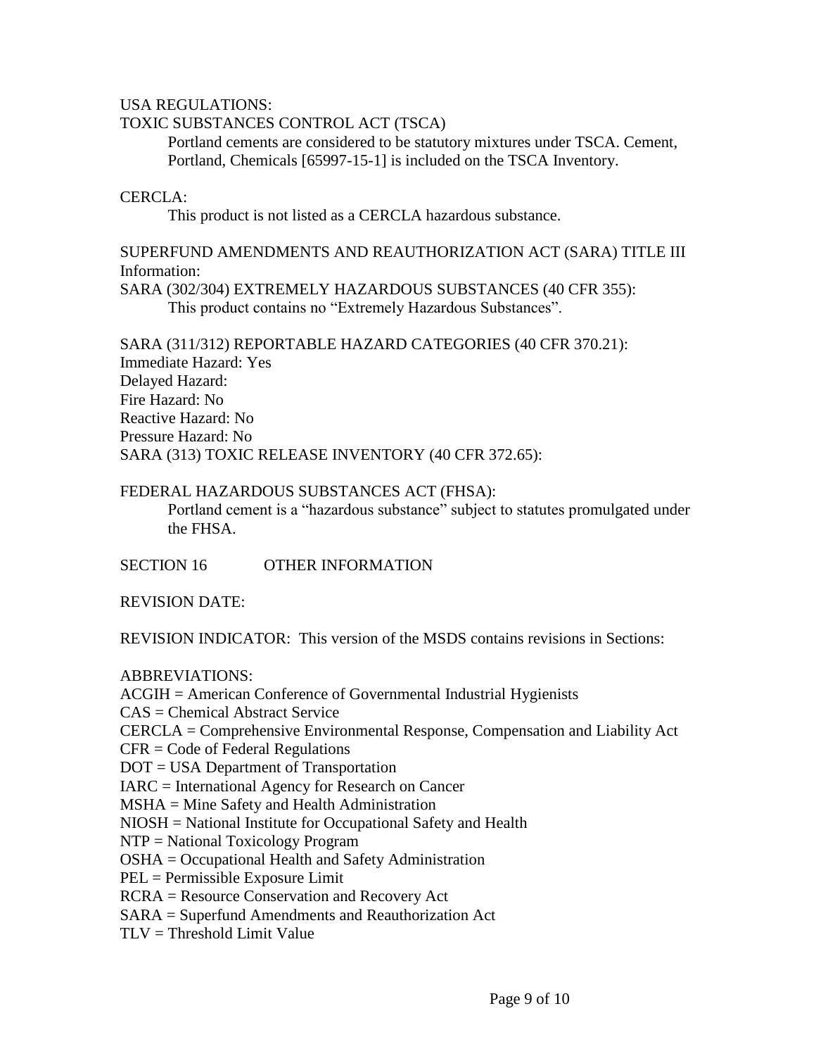USA REGULATIONS:

TOXIC SUBSTANCES CONTROL ACT (TSCA)

Portland cements are considered to be statutory mixtures under TSCA. Cement, Portland, Chemicals [65997-15-1] is included on the TSCA Inventory.

CERCLA:

This product is not listed as a CERCLA hazardous substance.

SUPERFUND AMENDMENTS AND REAUTHORIZATION ACT (SARA) TITLE III Information:

SARA (302/304) EXTREMELY HAZARDOUS SUBSTANCES (40 CFR 355):

This product contains no "Extremely Hazardous Substances".

SARA (311/312) REPORTABLE HAZARD CATEGORIES (40 CFR 370.21):

Immediate Hazard: Yes
Delayed Hazard:
Fire Hazard: No
Reactive Hazard: No
Pressure Hazard: No

SARA (313) TOXIC RELEASE INVENTORY (40 CFR 372.65):

FEDERAL HAZARDOUS SUBSTANCES ACT (FHSA):

Portland cement is a "hazardous substance" subject to statutes promulgated under the FHSA.

## SECTION 16 OTHER INFORMATION

REVISION DATE:

REVISION INDICATOR: This version of the MSDS contains revisions in Sections:

ABBREVIATIONS:

ACGIH = American Conference of Governmental Industrial Hygienists
CAS = Chemical Abstract Service
CERCLA = Comprehensive Environmental Response, Compensation and Liability Act
CFR = Code of Federal Regulations
DOT = USA Department of Transportation
IARC = International Agency for Research on Cancer
MSHA = Mine Safety and Health Administration
NIOSH = National Institute for Occupational Safety and Health
NTP = National Toxicology Program
OSHA = Occupational Health and Safety Administration
PEL = Permissible Exposure Limit
RCRA = Resource Conservation and Recovery Act
SARA = Superfund Amendments and Reauthorization Act
TLV = Threshold Limit Value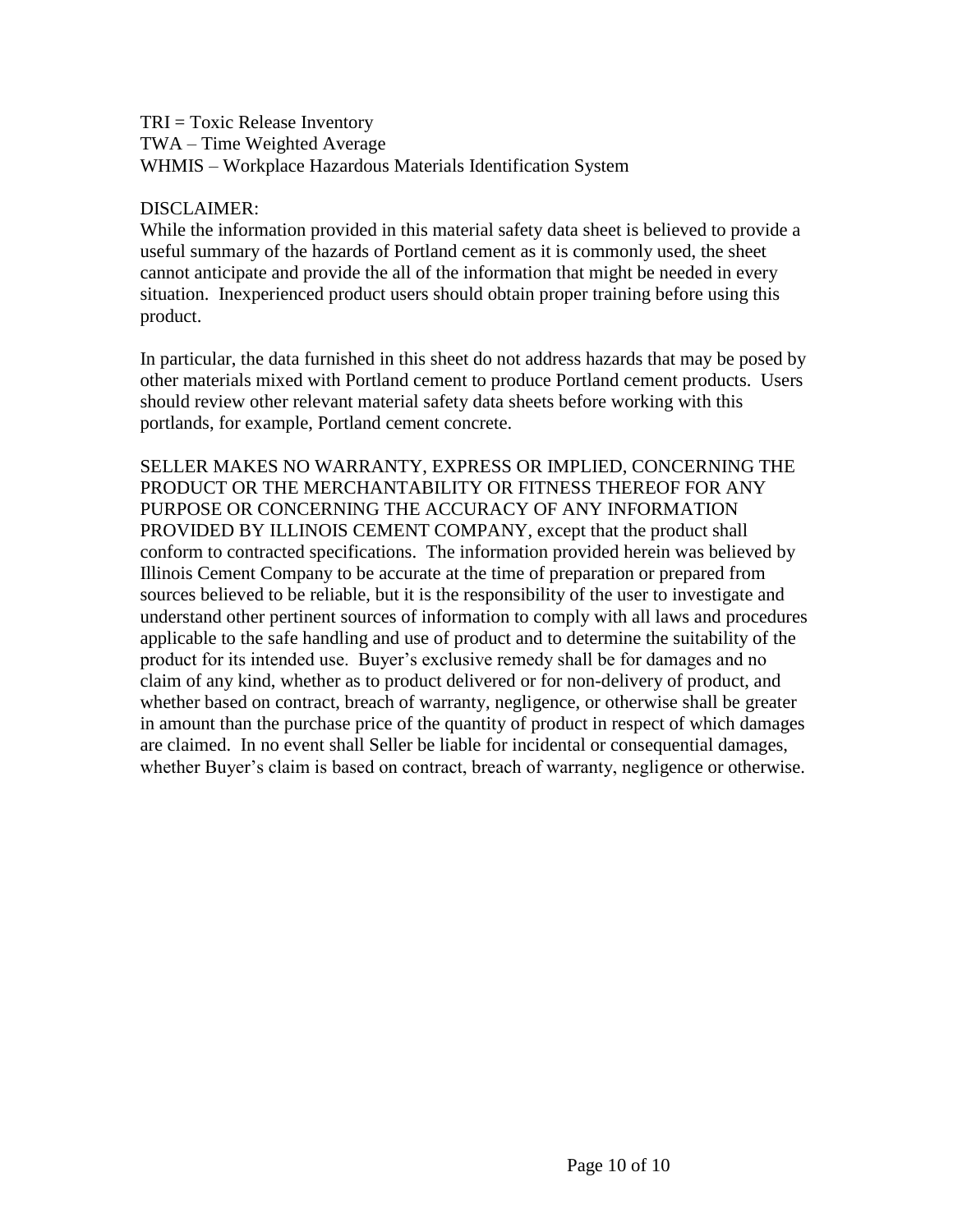TRI = Toxic Release Inventory
TWA – Time Weighted Average
WHMIS – Workplace Hazardous Materials Identification System

DISCLAIMER:
While the information provided in this material safety data sheet is believed to provide a useful summary of the hazards of Portland cement as it is commonly used, the sheet cannot anticipate and provide the all of the information that might be needed in every situation. Inexperienced product users should obtain proper training before using this product.

In particular, the data furnished in this sheet do not address hazards that may be posed by other materials mixed with Portland cement to produce Portland cement products. Users should review other relevant material safety data sheets before working with this portlands, for example, Portland cement concrete.

SELLER MAKES NO WARRANTY, EXPRESS OR IMPLIED, CONCERNING THE PRODUCT OR THE MERCHANTABILITY OR FITNESS THEREOF FOR ANY PURPOSE OR CONCERNING THE ACCURACY OF ANY INFORMATION PROVIDED BY ILLINOIS CEMENT COMPANY, except that the product shall conform to contracted specifications. The information provided herein was believed by Illinois Cement Company to be accurate at the time of preparation or prepared from sources believed to be reliable, but it is the responsibility of the user to investigate and understand other pertinent sources of information to comply with all laws and procedures applicable to the safe handling and use of product and to determine the suitability of the product for its intended use. Buyer's exclusive remedy shall be for damages and no claim of any kind, whether as to product delivered or for non-delivery of product, and whether based on contract, breach of warranty, negligence, or otherwise shall be greater in amount than the purchase price of the quantity of product in respect of which damages are claimed. In no event shall Seller be liable for incidental or consequential damages, whether Buyer's claim is based on contract, breach of warranty, negligence or otherwise.